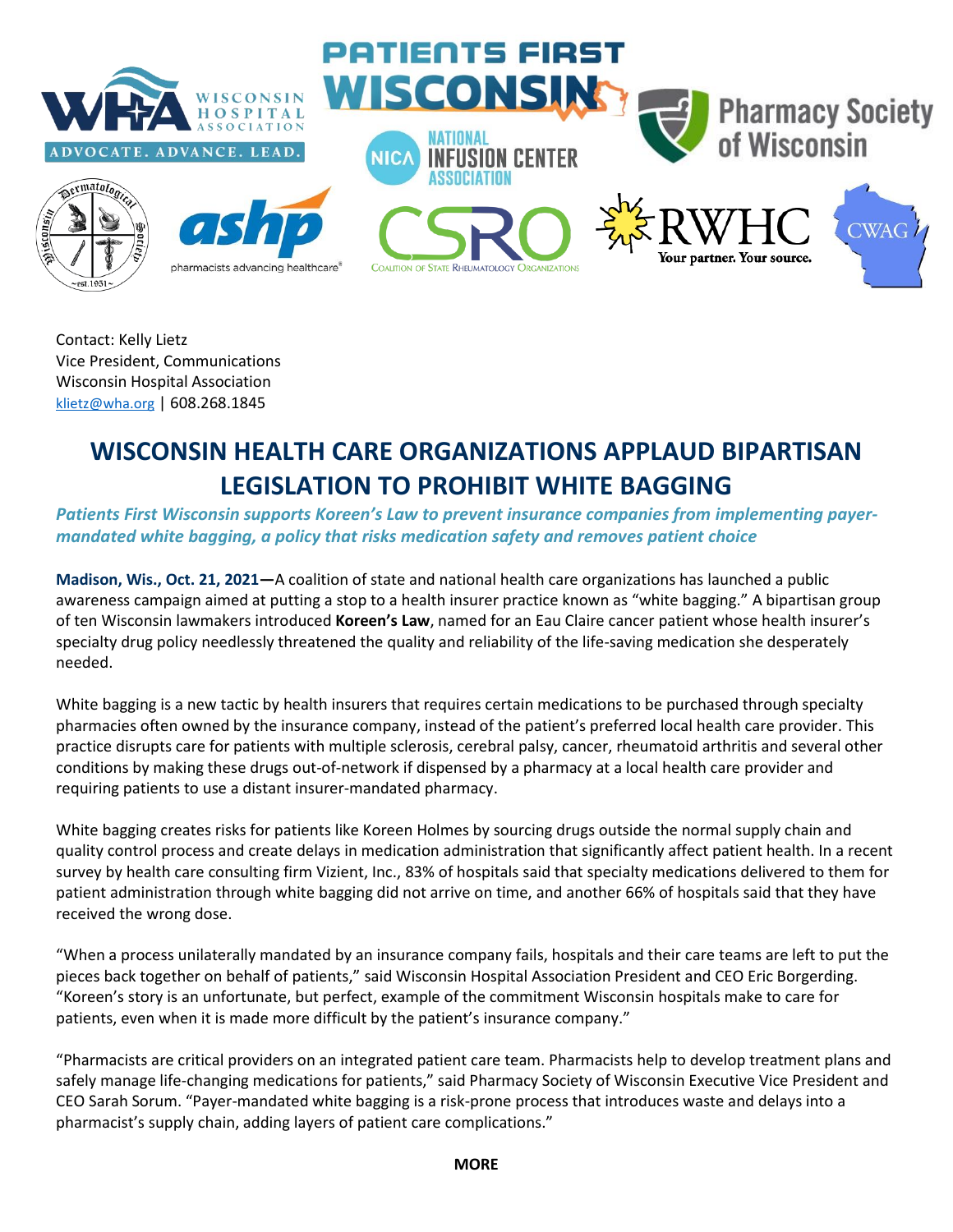Contact: Kelly Lietz
Vice President, Communications
Wisconsin Hospital Association
klietz@wha.org | 608.268.1845

# WISCONSIN HEALTH CARE ORGANIZATIONS APPLAUD BIPARTISAN LEGISLATION TO PROHIBIT WHITE BAGGING

***Patients First Wisconsin supports Koreen's Law to prevent insurance companies from implementing payer-mandated white bagging, a policy that risks medication safety and removes patient choice***

**Madison, Wis., Oct. 21, 2021—**A coalition of state and national health care organizations has launched a public awareness campaign aimed at putting a stop to a health insurer practice known as "white bagging." A bipartisan group of ten Wisconsin lawmakers introduced **Koreen's Law**, named for an Eau Claire cancer patient whose health insurer's specialty drug policy needlessly threatened the quality and reliability of the life-saving medication she desperately needed.

White bagging is a new tactic by health insurers that requires certain medications to be purchased through specialty pharmacies often owned by the insurance company, instead of the patient's preferred local health care provider. This practice disrupts care for patients with multiple sclerosis, cerebral palsy, cancer, rheumatoid arthritis and several other conditions by making these drugs out-of-network if dispensed by a pharmacy at a local health care provider and requiring patients to use a distant insurer-mandated pharmacy.

White bagging creates risks for patients like Koreen Holmes by sourcing drugs outside the normal supply chain and quality control process and create delays in medication administration that significantly affect patient health. In a recent survey by health care consulting firm Vizient, Inc., 83% of hospitals said that specialty medications delivered to them for patient administration through white bagging did not arrive on time, and another 66% of hospitals said that they have received the wrong dose.

"When a process unilaterally mandated by an insurance company fails, hospitals and their care teams are left to put the pieces back together on behalf of patients," said Wisconsin Hospital Association President and CEO Eric Borgerding. "Koreen's story is an unfortunate, but perfect, example of the commitment Wisconsin hospitals make to care for patients, even when it is made more difficult by the patient's insurance company."

"Pharmacists are critical providers on an integrated patient care team. Pharmacists help to develop treatment plans and safely manage life-changing medications for patients," said Pharmacy Society of Wisconsin Executive Vice President and CEO Sarah Sorum. "Payer-mandated white bagging is a risk-prone process that introduces waste and delays into a pharmacist's supply chain, adding layers of patient care complications."

**MORE**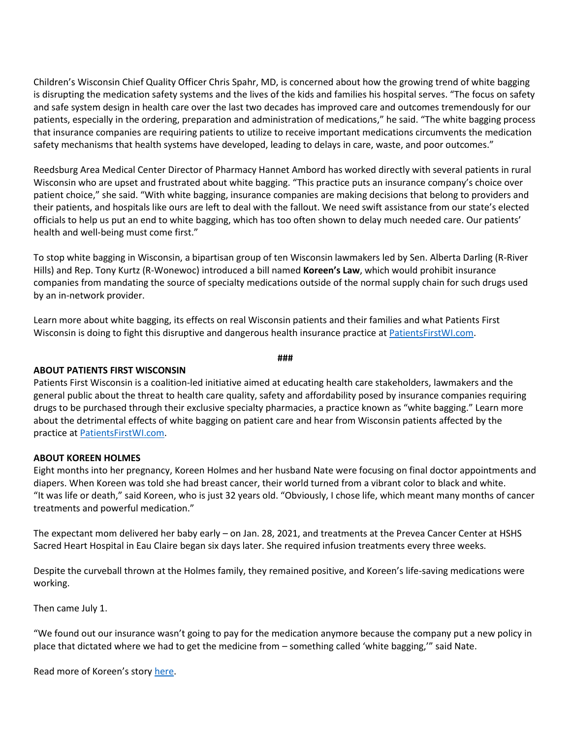Children's Wisconsin Chief Quality Officer Chris Spahr, MD, is concerned about how the growing trend of white bagging is disrupting the medication safety systems and the lives of the kids and families his hospital serves. "The focus on safety and safe system design in health care over the last two decades has improved care and outcomes tremendously for our patients, especially in the ordering, preparation and administration of medications," he said. "The white bagging process that insurance companies are requiring patients to utilize to receive important medications circumvents the medication safety mechanisms that health systems have developed, leading to delays in care, waste, and poor outcomes."

Reedsburg Area Medical Center Director of Pharmacy Hannet Ambord has worked directly with several patients in rural Wisconsin who are upset and frustrated about white bagging. "This practice puts an insurance company's choice over patient choice," she said. "With white bagging, insurance companies are making decisions that belong to providers and their patients, and hospitals like ours are left to deal with the fallout. We need swift assistance from our state's elected officials to help us put an end to white bagging, which has too often shown to delay much needed care. Our patients' health and well-being must come first."

To stop white bagging in Wisconsin, a bipartisan group of ten Wisconsin lawmakers led by Sen. Alberta Darling (R-River Hills) and Rep. Tony Kurtz (R-Wonewoc) introduced a bill named **Koreen's Law**, which would prohibit insurance companies from mandating the source of specialty medications outside of the normal supply chain for such drugs used by an in-network provider.

Learn more about white bagging, its effects on real Wisconsin patients and their families and what Patients First Wisconsin is doing to fight this disruptive and dangerous health insurance practice at [PatientsFirstWI.com](PatientsFirstWI.com).

###

**ABOUT PATIENTS FIRST WISCONSIN**

Patients First Wisconsin is a coalition-led initiative aimed at educating health care stakeholders, lawmakers and the general public about the threat to health care quality, safety and affordability posed by insurance companies requiring drugs to be purchased through their exclusive specialty pharmacies, a practice known as "white bagging." Learn more about the detrimental effects of white bagging on patient care and hear from Wisconsin patients affected by the practice at [PatientsFirstWI.com](PatientsFirstWI.com).

**ABOUT KOREEN HOLMES**

Eight months into her pregnancy, Koreen Holmes and her husband Nate were focusing on final doctor appointments and diapers. When Koreen was told she had breast cancer, their world turned from a vibrant color to black and white. "It was life or death," said Koreen, who is just 32 years old. "Obviously, I chose life, which meant many months of cancer treatments and powerful medication."

The expectant mom delivered her baby early – on Jan. 28, 2021, and treatments at the Prevea Cancer Center at HSHS Sacred Heart Hospital in Eau Claire began six days later. She required infusion treatments every three weeks.

Despite the curveball thrown at the Holmes family, they remained positive, and Koreen's life-saving medications were working.

Then came July 1.

"We found out our insurance wasn't going to pay for the medication anymore because the company put a new policy in place that dictated where we had to get the medicine from – something called 'white bagging,'" said Nate.

Read more of Koreen's story here.